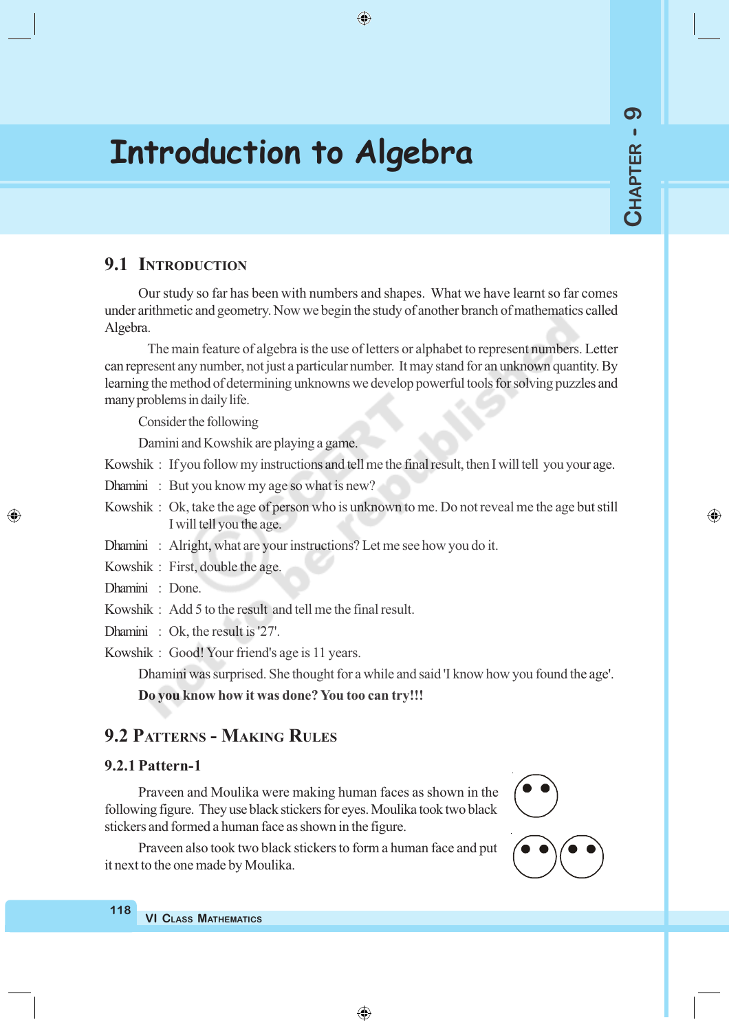# Introduction to Algebra

CHAPTER - 9

## 9.1 Introduction

Our study so far has been with numbers and shapes. What we have learnt so far comes under arithmetic and geometry. Now we begin the study of another branch of mathematics called Algebra.

The main feature of algebra is the use of letters or alphabet to represent numbers. Letter can represent any number, not just a particular number. It may stand for an unknown quantity. By learning the method of determining unknowns we develop powerful tools for solving puzzles and many problems in daily life.

Consider the following

Damini and Kowshik are playing a game.

Kowshik : If you follow my instructions and tell me the final result, then I will tell you your age.

Dhamini : But you know my age so what is new?

Kowshik : Ok, take the age of person who is unknown to me. Do not reveal me the age but still I will tell you the age.

Dhamini : Alright, what are your instructions? Let me see how you do it.

Kowshik : First, double the age.

Dhamini : Done.

Kowshik : Add 5 to the result and tell me the final result.

Dhamini : Ok, the result is '27'.

Kowshik : Good! Your friend's age is 11 years.

Dhamini was surprised. She thought for a while and said 'I know how you found the age'.

**Do you know how it was done? You too can try!!!**

## 9.2 Patterns - Making Rules

### 9.2.1 Pattern-1

Praveen and Moulika were making human faces as shown in the following figure. They use black stickers for eyes. Moulika took two black stickers and formed a human face as shown in the figure.

Praveen also took two black stickers to form a human face and put it next to the one made by Moulika.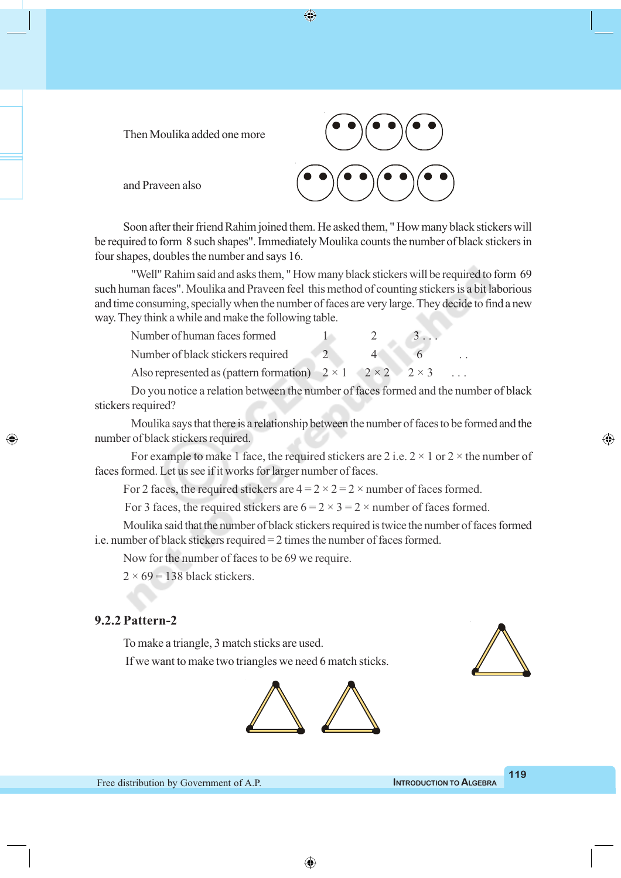Then Moulika added one more

and Praveen also

Soon after their friend Rahim joined them. He asked them, " How many black stickers will be required to form 8 such shapes". Immediately Moulika counts the number of black stickers in four shapes, doubles the number and says 16.

"Well" Rahim said and asks them, " How many black stickers will be required to form 69 such human faces". Moulika and Praveen feel this method of counting stickers is a bit laborious and time consuming, specially when the number of faces are very large. They decide to find a new way. They think a while and make the following table.

| Number of human faces formed | 1 | 2 | 3 . . . |
|---|---|---|---|
| Number of black stickers required | 2 | 4 | 6 . . |
| Also represented as (pattern formation) | $2 \times 1$ | $2 \times 2$ | $2 \times 3$ . . . |

Do you notice a relation between the number of faces formed and the number of black stickers required?

Moulika says that there is a relationship between the number of faces to be formed and the number of black stickers required.

For example to make 1 face, the required stickers are 2 i.e. $2 \times 1$ or $2 \times$ the number of faces formed. Let us see if it works for larger number of faces.

For 2 faces, the required stickers are $4 = 2 \times 2 = 2 \times$ number of faces formed.

For 3 faces, the required stickers are $6 = 2 \times 3 = 2 \times$ number of faces formed.

Moulika said that the number of black stickers required is twice the number of faces formed i.e. number of black stickers required = 2 times the number of faces formed.

Now for the number of faces to be 69 we require.

$2 \times 69 = 138$ black stickers.

### 9.2.2 Pattern-2

To make a triangle, 3 match sticks are used.

If we want to make two triangles we need 6 match sticks.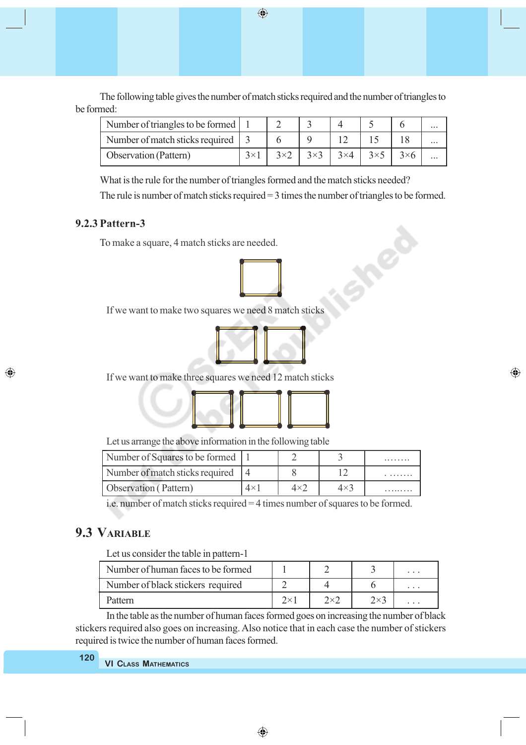The following table gives the number of match sticks required and the number of triangles to be formed:

| Number of triangles to be formed | 1 | 2 | 3 | 4 | 5 | 6 | ... |
|---|---|---|---|---|---|---|---|
| Number of match sticks required | 3 | 6 | 9 | 12 | 15 | 18 | ... |
| Observation (Pattern) | 3×1 | 3×2 | 3×3 | 3×4 | 3×5 | 3×6 | ... |

What is the rule for the number of triangles formed and the match sticks needed?

The rule is number of match sticks required = 3 times the number of triangles to be formed.

### 9.2.3 Pattern-3

To make a square, 4 match sticks are needed.

If we want to make two squares we need 8 match sticks

If we want to make three squares we need 12 match sticks

Let us arrange the above information in the following table

| Number of Squares to be formed | 1 | 2 | 3 | ........ |
|---|---|---|---|---|
| Number of match sticks required | 4 | 8 | 12 | ........ |
| Observation ( Pattern) | 4×1 | 4×2 | 4×3 | ........ |

i.e. number of match sticks required = 4 times number of squares to be formed.

## 9.3 Variable

Let us consider the table in pattern-1

| Number of human faces to be formed | 1 | 2 | 3 | . . . |
|---|---|---|---|---|
| Number of black stickers required | 2 | 4 | 6 | . . . |
| Pattern | 2×1 | 2×2 | 2×3 | . . . |

In the table as the number of human faces formed goes on increasing the number of black stickers required also goes on increasing. Also notice that in each case the number of stickers required is twice the number of human faces formed.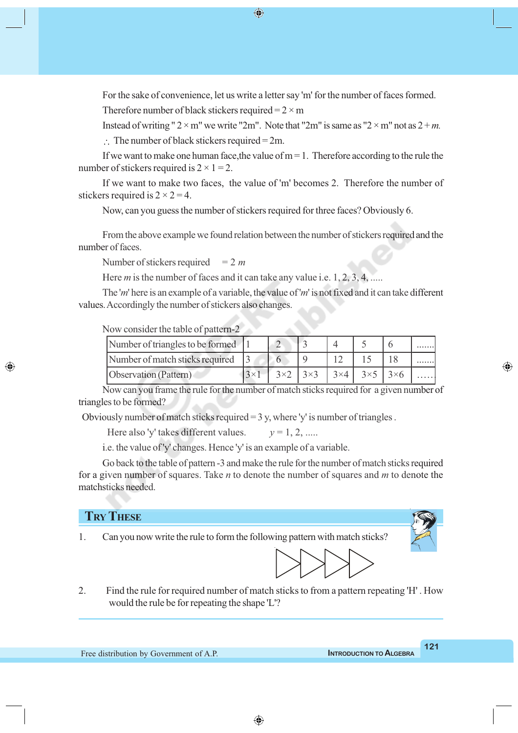For the sake of convenience, let us write a letter say 'm' for the number of faces formed.

Therefore number of black stickers required = 2 × m

Instead of writing " 2 × m" we write "2m". Note that "2m" is same as "2 × m" not as 2 + *m*.

$\therefore$ The number of black stickers required = 2m.

If we want to make one human face,the value of m = 1. Therefore according to the rule the number of stickers required is 2 × 1 = 2.

If we want to make two faces, the value of 'm' becomes 2. Therefore the number of stickers required is 2 × 2 = 4.

Now, can you guess the number of stickers required for three faces? Obviously 6.

From the above example we found relation between the number of stickers required and the number of faces.

Number of stickers required = 2 $m$

Here $m$ is the number of faces and it can take any value i.e. 1, 2, 3, 4, .....

The '$m$' here is an example of a variable, the value of '$m$' is not fixed and it can take different values. Accordingly the number of stickers also changes.

Now consider the table of pattern-2

| Number of triangles to be formed | 1 | 2 | 3 | 4 | 5 | 6 | ....... |
|---|---|---|---|---|---|---|---|
| Number of match sticks required | 3 | 6 | 9 | 12 | 15 | 18 | ....... |
| Observation (Pattern) | 3×1 | 3×2 | 3×3 | 3×4 | 3×5 | 3×6 | ..... |

Now can you frame the rule for the number of match sticks required for a given number of triangles to be formed?

Obviously number of match sticks required = 3 y, where 'y' is number of triangles .

Here also 'y' takes different values. $y = 1, 2, .....$

i.e. the value of 'y' changes. Hence 'y' is an example of a variable.

Go back to the table of pattern -3 and make the rule for the number of match sticks required for a given number of squares. Take $n$ to denote the number of squares and $m$ to denote the matchsticks needed.

## Try These

1. Can you now write the rule to form the following pattern with match sticks?

2. Find the rule for required number of match sticks to from a pattern repeating 'H' . How would the rule be for repeating the shape 'L'?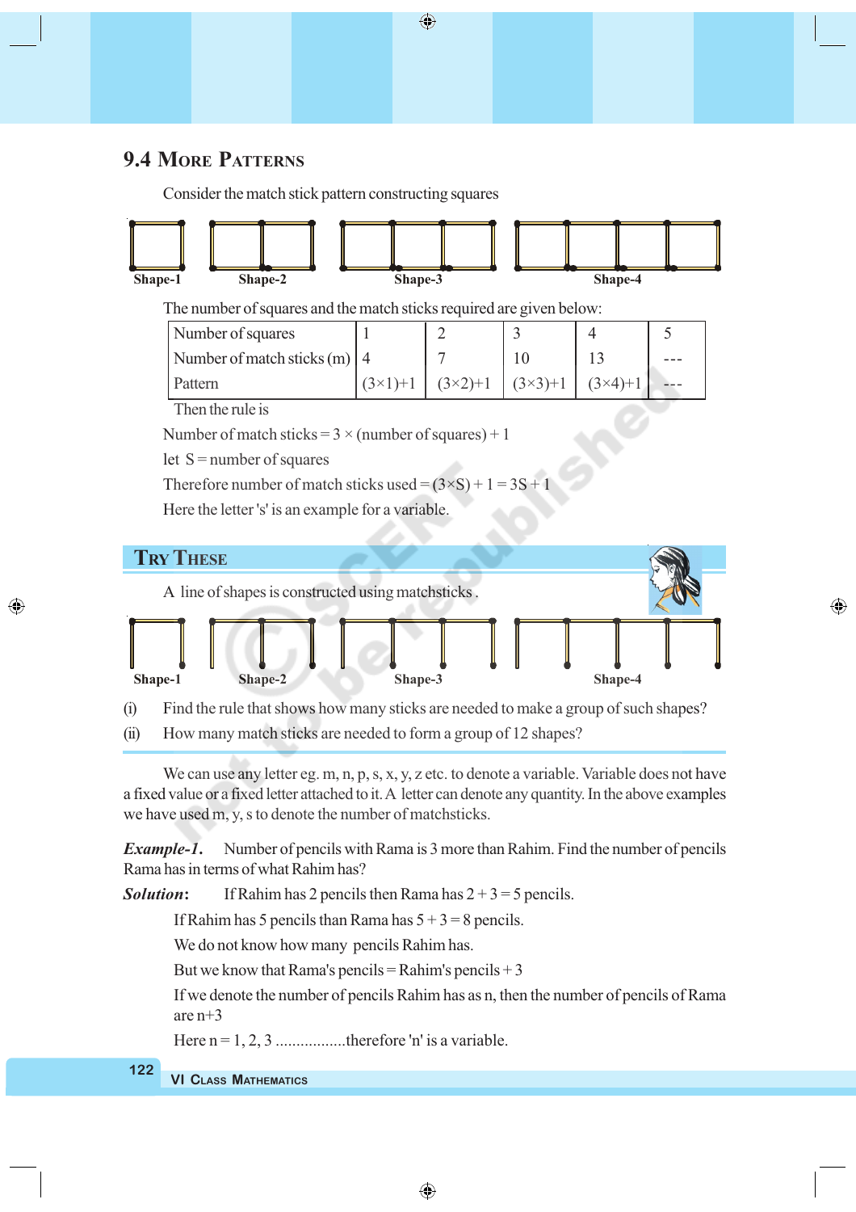## 9.4 More Patterns

Consider the match stick pattern constructing squares

Shape-1 Shape-2 Shape-3 Shape-4

The number of squares and the match sticks required are given below:

| Number of squares | 1 | 2 | 3 | 4 | 5 |
|---|---|---|---|---|---|
| Number of match sticks (m) | 4 | 7 | 10 | 13 | --- |
| Pattern | $(3\times1)+1$ | $(3\times2)+1$ | $(3\times3)+1$ | $(3\times4)+1$ | --- |

Then the rule is

Number of match sticks = 3 × (number of squares) + 1

let S = number of squares

Therefore number of match sticks used = $(3\times S) + 1 = 3S + 1$

Here the letter 's' is an example for a variable.

### Try These

A line of shapes is constructed using matchsticks .

Shape-1 Shape-2 Shape-3 Shape-4

(i) Find the rule that shows how many sticks are needed to make a group of such shapes?

(ii) How many match sticks are needed to form a group of 12 shapes?

We can use any letter eg. m, n, p, s, x, y, z etc. to denote a variable. Variable does not have a fixed value or a fixed letter attached to it. A letter can denote any quantity. In the above examples we have used m, y, s to denote the number of matchsticks.

***Example-1.*** Number of pencils with Rama is 3 more than Rahim. Find the number of pencils Rama has in terms of what Rahim has?

***Solution:*** If Rahim has 2 pencils then Rama has 2 + 3 = 5 pencils.

If Rahim has 5 pencils than Rama has 5 + 3 = 8 pencils.

We do not know how many pencils Rahim has.

But we know that Rama's pencils = Rahim's pencils + 3

If we denote the number of pencils Rahim has as n, then the number of pencils of Rama are n+3

Here n = 1, 2, 3 .................therefore 'n' is a variable.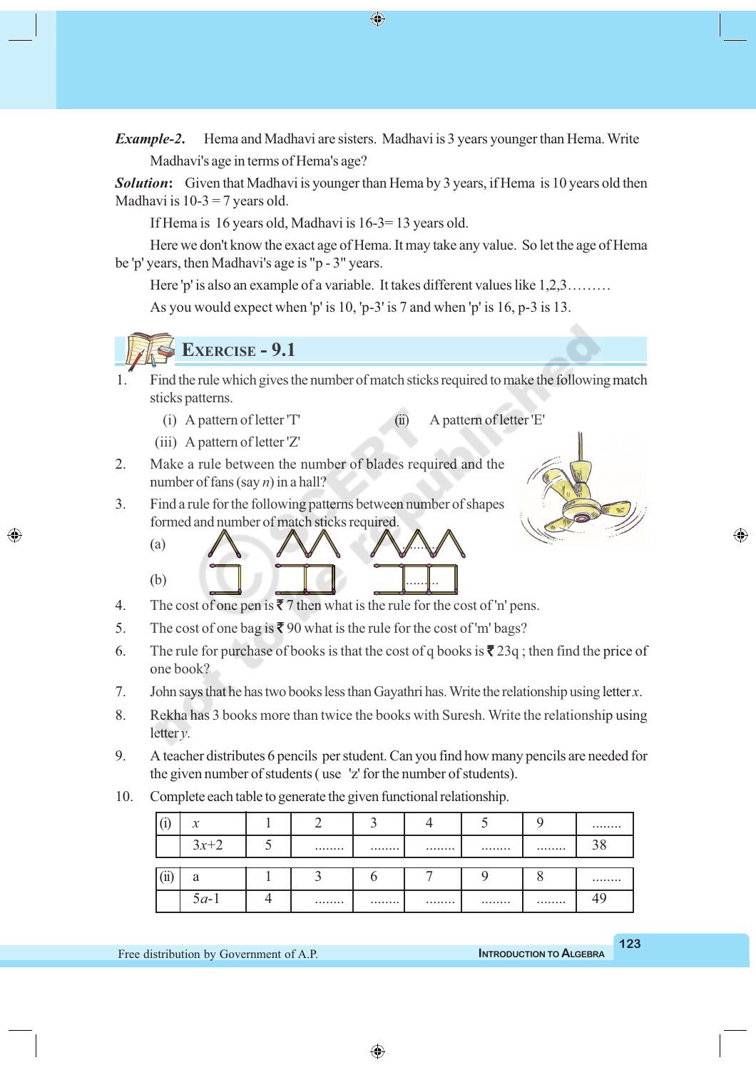***Example-2.*** Hema and Madhavi are sisters. Madhavi is 3 years younger than Hema. Write Madhavi's age in terms of Hema's age?

***Solution*:** Given that Madhavi is younger than Hema by 3 years, if Hema is 10 years old then Madhavi is 10-3 = 7 years old.

If Hema is 16 years old, Madhavi is 16-3= 13 years old.

Here we don't know the exact age of Hema. It may take any value. So let the age of Hema be 'p' years, then Madhavi's age is "p - 3" years.

Here 'p' is also an example of a variable. It takes different values like 1,2,3………

As you would expect when 'p' is 10, 'p-3' is 7 and when 'p' is 16, p-3 is 13.

## Exercise - 9.1

1. Find the rule which gives the number of match sticks required to make the following match sticks patterns.
   (i) A pattern of letter 'T' (ii) A pattern of letter 'E'
   (iii) A pattern of letter 'Z'
2. Make a rule between the number of blades required and the number of fans (say $n$) in a hall?
3. Find a rule for the following patterns between number of shapes formed and number of match sticks required.
   (a)
   (b)
4. The cost of one pen is ₹ 7 then what is the rule for the cost of 'n' pens.
5. The cost of one bag is ₹ 90 what is the rule for the cost of 'm' bags?
6. The rule for purchase of books is that the cost of q books is ₹ 23q ; then find the price of one book?
7. John says that he has two books less than Gayathri has. Write the relationship using letter $x$.
8. Rekha has 3 books more than twice the books with Suresh. Write the relationship using letter $y$.
9. A teacher distributes 6 pencils per student. Can you find how many pencils are needed for the given number of students ( use 'z' for the number of students).
10. Complete each table to generate the given functional relationship.

| (i) | $x$ | 1 | 2 | 3 | 4 | 5 | 9 | ........ |
|---|---|---|---|---|---|---|---|---|
| | $3x+2$ | 5 | ........ | ........ | ........ | ........ | ........ | 38 |

| (ii) | a | 1 | 3 | 6 | 7 | 9 | 8 | ........ |
|---|---|---|---|---|---|---|---|---|
| | $5a-1$ | 4 | ........ | ........ | ........ | ........ | ........ | 49 |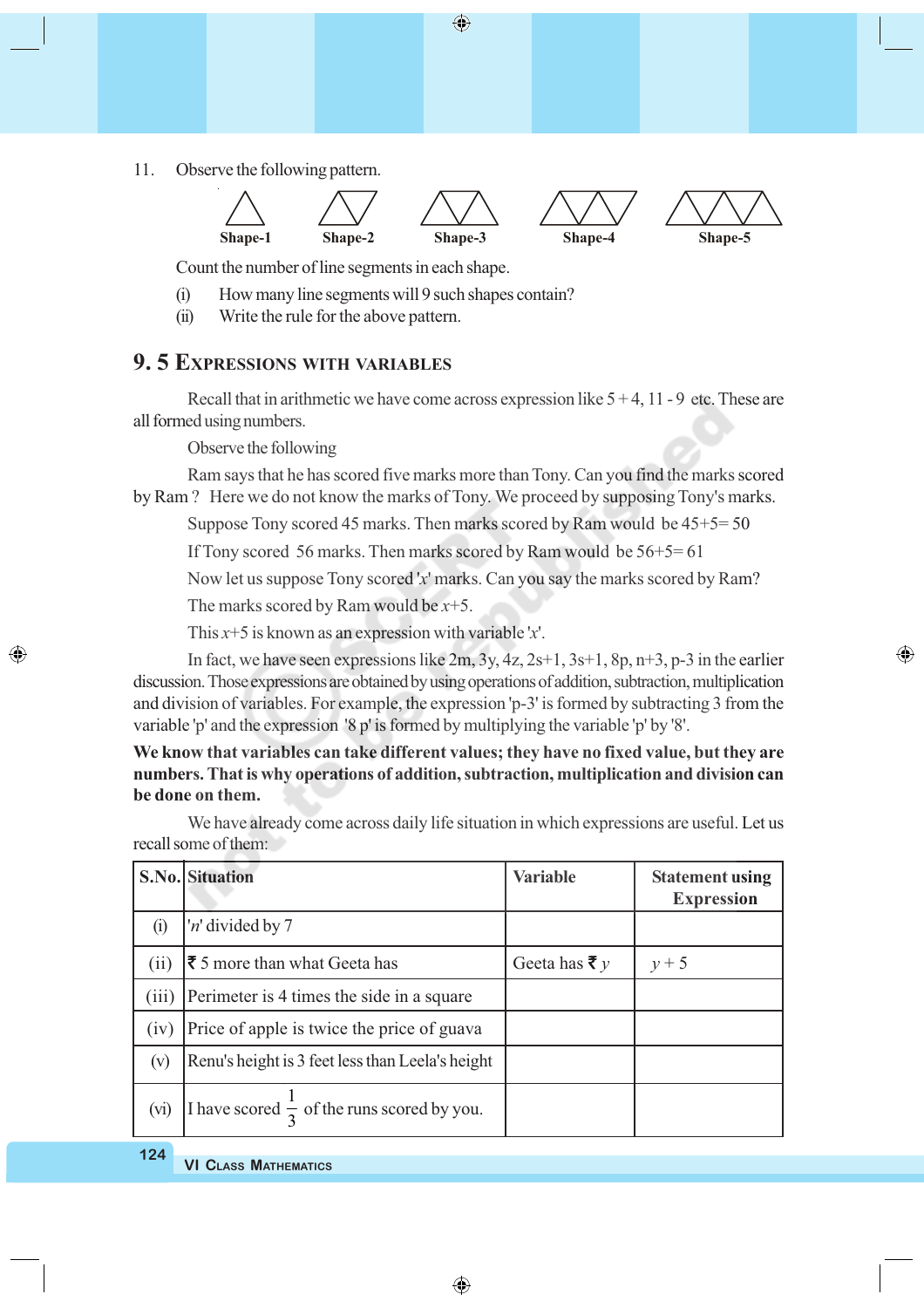11. Observe the following pattern.

Shape-1 Shape-2 Shape-3 Shape-4 Shape-5

Count the number of line segments in each shape.

(i) How many line segments will 9 such shapes contain?

(ii) Write the rule for the above pattern.

## 9. 5 Expressions with variables

Recall that in arithmetic we have come across expression like 5 + 4, 11 - 9 etc. These are all formed using numbers.

Observe the following

Ram says that he has scored five marks more than Tony. Can you find the marks scored by Ram ? Here we do not know the marks of Tony. We proceed by supposing Tony's marks.

Suppose Tony scored 45 marks. Then marks scored by Ram would be 45+5= 50

If Tony scored 56 marks. Then marks scored by Ram would be 56+5= 61

Now let us suppose Tony scored '$x$' marks. Can you say the marks scored by Ram?

The marks scored by Ram would be $x$+5.

This $x$+5 is known as an expression with variable '$x$'.

In fact, we have seen expressions like 2m, 3y, 4z, 2s+1, 3s+1, 8p, n+3, p-3 in the earlier discussion. Those expressions are obtained by using operations of addition, subtraction, multiplication and division of variables. For example, the expression 'p-3' is formed by subtracting 3 from the variable 'p' and the expression '8 p' is formed by multiplying the variable 'p' by '8'.

**We know that variables can take different values; they have no fixed value, but they are numbers. That is why operations of addition, subtraction, multiplication and division can be done on them.**

We have already come across daily life situation in which expressions are useful. Let us recall some of them:

| S.No. | Situation | Variable | Statement using Expression |
|---|---|---|---|
| (i) | '$n$' divided by 7 | | |
| (ii) | ₹ 5 more than what Geeta has | Geeta has ₹ $y$ | $y + 5$ |
| (iii) | Perimeter is 4 times the side in a square | | |
| (iv) | Price of apple is twice the price of guava | | |
| (v) | Renu's height is 3 feet less than Leela's height | | |
| (vi) | I have scored $\frac{1}{3}$ of the runs scored by you. | | |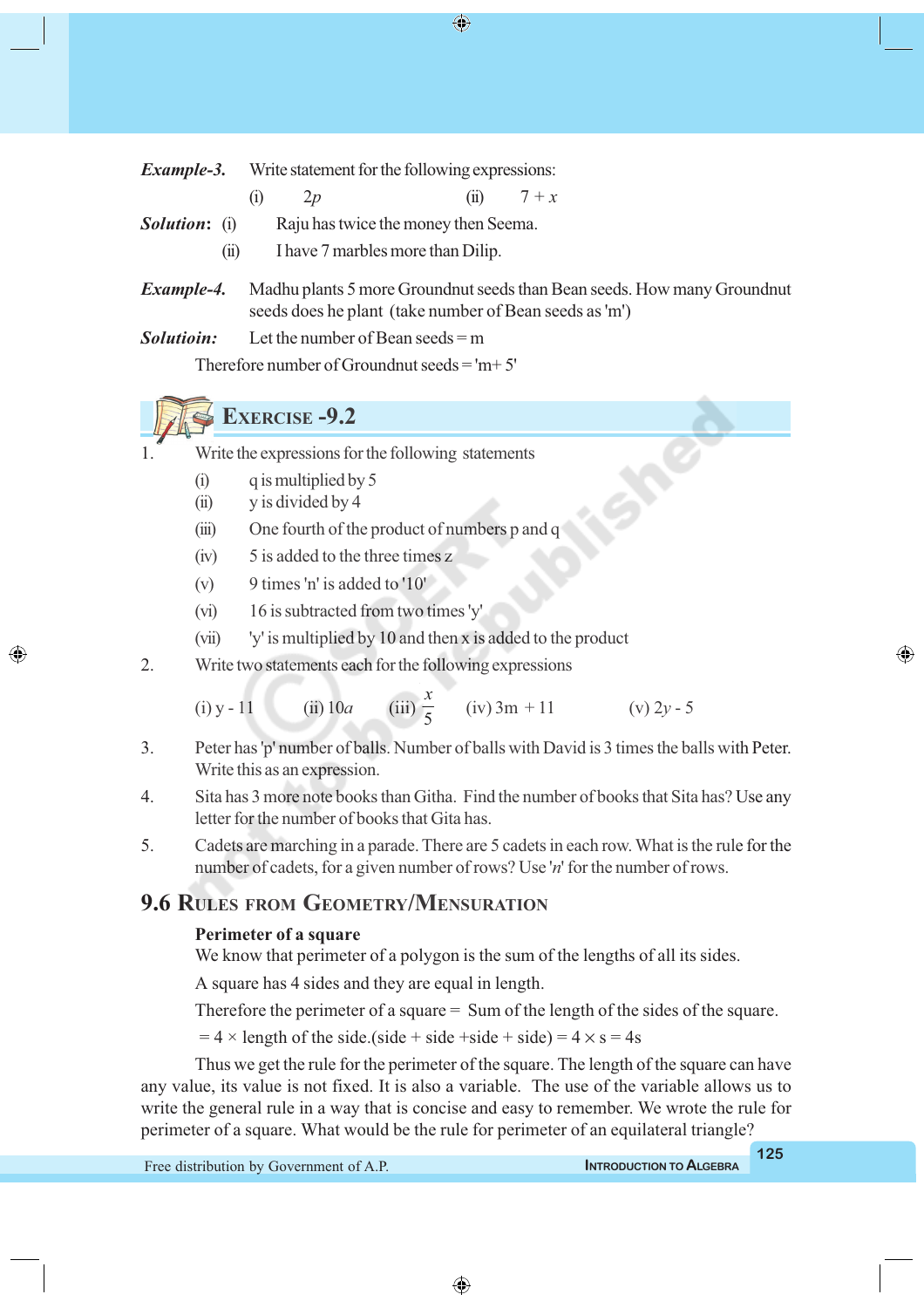***Example-3.*** Write statement for the following expressions:

(i) $2p$ (ii) $7 + x$

***Solution:*** (i) Raju has twice the money then Seema.

(ii) I have 7 marbles more than Dilip.

***Example-4.*** Madhu plants 5 more Groundnut seeds than Bean seeds. How many Groundnut seeds does he plant (take number of Bean seeds as 'm')

***Solutioin:*** Let the number of Bean seeds = m

Therefore number of Groundnut seeds = 'm+ 5'

## Exercise - 9.2

1. Write the expressions for the following statements
   (i) q is multiplied by 5
   (ii) y is divided by 4
   (iii) One fourth of the product of numbers p and q
   (iv) 5 is added to the three times z
   (v) 9 times 'n' is added to '10'
   (vi) 16 is subtracted from two times 'y'
   (vii) 'y' is multiplied by 10 and then x is added to the product
2. Write two statements each for the following expressions

   (i) $y - 11$ (ii) $10a$ (iii) $\frac{x}{5}$ (iv) $3m + 11$ (v) $2y - 5$
3. Peter has 'p' number of balls. Number of balls with David is 3 times the balls with Peter. Write this as an expression.
4. Sita has 3 more note books than Githa. Find the number of books that Sita has? Use any letter for the number of books that Gita has.
5. Cadets are marching in a parade. There are 5 cadets in each row. What is the rule for the number of cadets, for a given number of rows? Use '$n$' for the number of rows.

## 9.6 Rules from Geometry/Mensuration

**Perimeter of a square**

We know that perimeter of a polygon is the sum of the lengths of all its sides.

A square has 4 sides and they are equal in length.

Therefore the perimeter of a square = Sum of the length of the sides of the square.

$= 4 \times$ length of the side.(side + side +side + side) $= 4 \times s = 4s$

Thus we get the rule for the perimeter of the square. The length of the square can have any value, its value is not fixed. It is also a variable. The use of the variable allows us to write the general rule in a way that is concise and easy to remember. We wrote the rule for perimeter of a square. What would be the rule for perimeter of an equilateral triangle?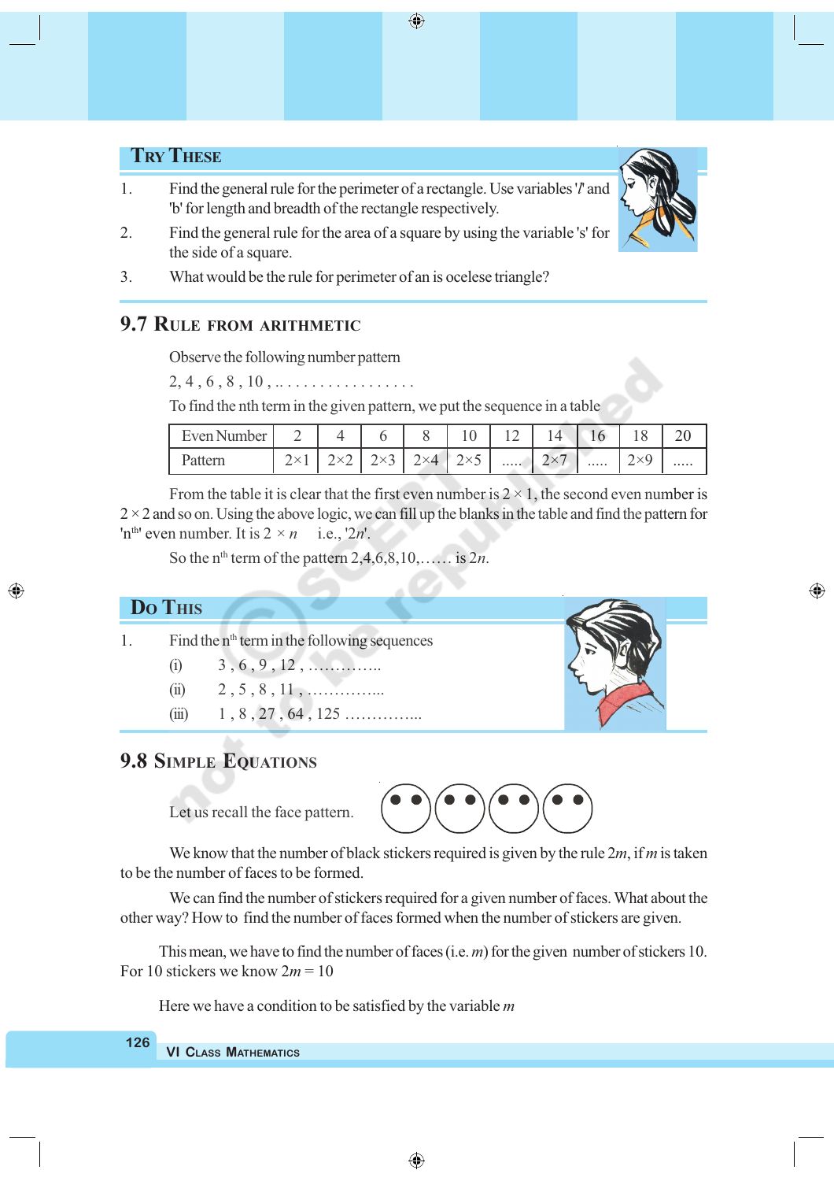## Try These

1. Find the general rule for the perimeter of a rectangle. Use variables '$l$' and 'b' for length and breadth of the rectangle respectively.
2. Find the general rule for the area of a square by using the variable 's' for the side of a square.
3. What would be the rule for perimeter of an is ocelese triangle?

## 9.7 Rule from Arithmetic

Observe the following number pattern

2, 4 , 6 , 8 , 10 , .. . . . . . . . . . . . . . . . .

To find the nth term in the given pattern, we put the sequence in a table

| Even Number | 2 | 4 | 6 | 8 | 10 | 12 | 14 | 16 | 18 | 20 |
|---|---|---|---|---|---|---|---|---|---|---|
| Pattern | 2×1 | 2×2 | 2×3 | 2×4 | 2×5 | ..... | 2×7 | ..... | 2×9 | ..... |

From the table it is clear that the first even number is $2 \times 1$, the second even number is $2 \times 2$ and so on. Using the above logic, we can fill up the blanks in the table and find the pattern for 'n$^{th}$' even number. It is $2 \times n$ i.e., '$2n$'.

So the n$^{th}$ term of the pattern 2,4,6,8,10,…… is $2n$.

## Do This

1. Find the n$^{th}$ term in the following sequences
   (i) 3 , 6 , 9 , 12 , …………..
   (ii) 2 , 5 , 8 , 11 , ……………..
   (iii) 1 , 8 , 27 , 64 , 125 …………...

## 9.8 Simple Equations

Let us recall the face pattern.

We know that the number of black stickers required is given by the rule $2m$, if $m$ is taken to be the number of faces to be formed.

We can find the number of stickers required for a given number of faces. What about the other way? How to find the number of faces formed when the number of stickers are given.

This mean, we have to find the number of faces (i.e. $m$) for the given number of stickers 10. For 10 stickers we know $2m = 10$

Here we have a condition to be satisfied by the variable $m$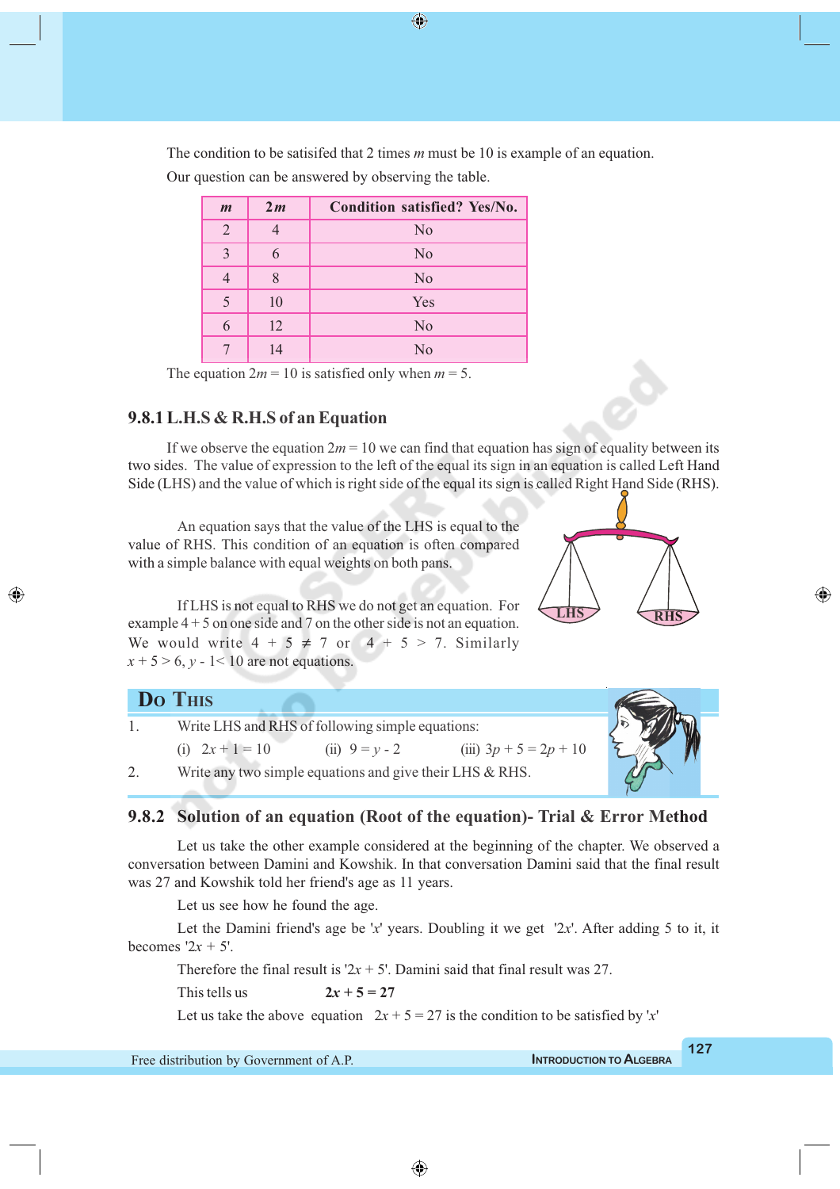The condition to be satisifed that 2 times $m$ must be 10 is example of an equation.

Our question can be answered by observing the table.

| $m$ | $2m$ | Condition satisfied? Yes/No. |
|---|---|---|
| 2 | 4 | No |
| 3 | 6 | No |
| 4 | 8 | No |
| 5 | 10 | Yes |
| 6 | 12 | No |
| 7 | 14 | No |

The equation $2m = 10$ is satisfied only when $m = 5$.

### 9.8.1 L.H.S & R.H.S of an Equation

If we observe the equation $2m = 10$ we can find that equation has sign of equality between its two sides. The value of expression to the left of the equal its sign in an equation is called Left Hand Side (LHS) and the value of which is right side of the equal its sign is called Right Hand Side (RHS).

An equation says that the value of the LHS is equal to the value of RHS. This condition of an equation is often compared with a simple balance with equal weights on both pans.

If LHS is not equal to RHS we do not get an equation. For example $4 + 5$ on one side and 7 on the other side is not an equation. We would write $4 + 5 \neq 7$ or $4 + 5 > 7$. Similarly $x + 5 > 6$, $y - 1 < 10$ are not equations.

## Do This

1. Write LHS and RHS of following simple equations:

   (i) $2x + 1 = 10$ (ii) $9 = y - 2$ (iii) $3p + 5 = 2p + 10$

2. Write any two simple equations and give their LHS & RHS.

### 9.8.2 Solution of an equation (Root of the equation)- Trial & Error Method

Let us take the other example considered at the beginning of the chapter. We observed a conversation between Damini and Kowshik. In that conversation Damini said that the final result was 27 and Kowshik told her friend's age as 11 years.

Let us see how he found the age.

Let the Damini friend's age be '$x$' years. Doubling it we get '$2x$'. After adding 5 to it, it becomes '$2x + 5$'.

Therefore the final result is '$2x + 5$'. Damini said that final result was 27.

This tells us **$2x + 5 = 27$**

Let us take the above equation $2x + 5 = 27$ is the condition to be satisfied by '$x$'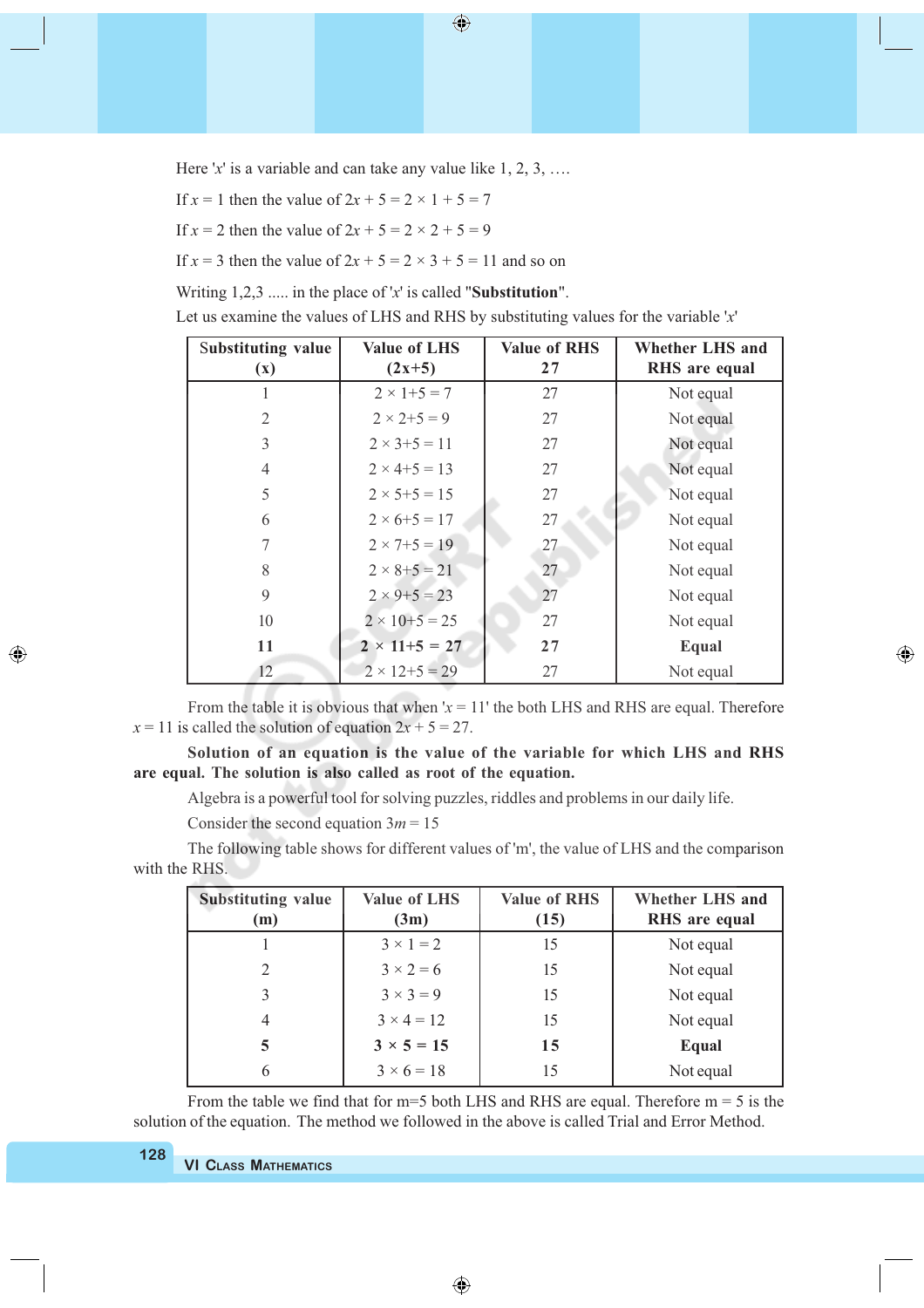Here '$x$' is a variable and can take any value like 1, 2, 3, ….

If $x = 1$ then the value of $2x + 5 = 2 \times 1 + 5 = 7$

If $x = 2$ then the value of $2x + 5 = 2 \times 2 + 5 = 9$

If $x = 3$ then the value of $2x + 5 = 2 \times 3 + 5 = 11$ and so on

Writing 1,2,3 ..... in the place of '$x$' is called "**Substitution**".

Let us examine the values of LHS and RHS by substituting values for the variable '$x$'

| Substituting value (x) | Value of LHS (2x+5) | Value of RHS 27 | Whether LHS and RHS are equal |
|---|---|---|---|
| 1 | $2 \times 1+5 = 7$ | 27 | Not equal |
| 2 | $2 \times 2+5 = 9$ | 27 | Not equal |
| 3 | $2 \times 3+5 = 11$ | 27 | Not equal |
| 4 | $2 \times 4+5 = 13$ | 27 | Not equal |
| 5 | $2 \times 5+5 = 15$ | 27 | Not equal |
| 6 | $2 \times 6+5 = 17$ | 27 | Not equal |
| 7 | $2 \times 7+5 = 19$ | 27 | Not equal |
| 8 | $2 \times 8+5 = 21$ | 27 | Not equal |
| 9 | $2 \times 9+5 = 23$ | 27 | Not equal |
| 10 | $2 \times 10+5 = 25$ | 27 | Not equal |
| **11** | **$2 \times 11+5 = 27$** | **27** | **Equal** |
| 12 | $2 \times 12+5 = 29$ | 27 | Not equal |

From the table it is obvious that when '$x = 11$' the both LHS and RHS are equal. Therefore $x = 11$ is called the solution of equation $2x + 5 = 27$.

**Solution of an equation is the value of the variable for which LHS and RHS are equal. The solution is also called as root of the equation.**

Algebra is a powerful tool for solving puzzles, riddles and problems in our daily life.

Consider the second equation $3m = 15$

The following table shows for different values of 'm', the value of LHS and the comparison with the RHS.

| Substituting value (m) | Value of LHS (3m) | Value of RHS (15) | Whether LHS and RHS are equal |
|---|---|---|---|
| 1 | $3 \times 1 = 2$ | 15 | Not equal |
| 2 | $3 \times 2 = 6$ | 15 | Not equal |
| 3 | $3 \times 3 = 9$ | 15 | Not equal |
| 4 | $3 \times 4 = 12$ | 15 | Not equal |
| **5** | **$3 \times 5 = 15$** | **15** | **Equal** |
| 6 | $3 \times 6 = 18$ | 15 | Not equal |

From the table we find that for m=5 both LHS and RHS are equal. Therefore m = 5 is the solution of the equation. The method we followed in the above is called Trial and Error Method.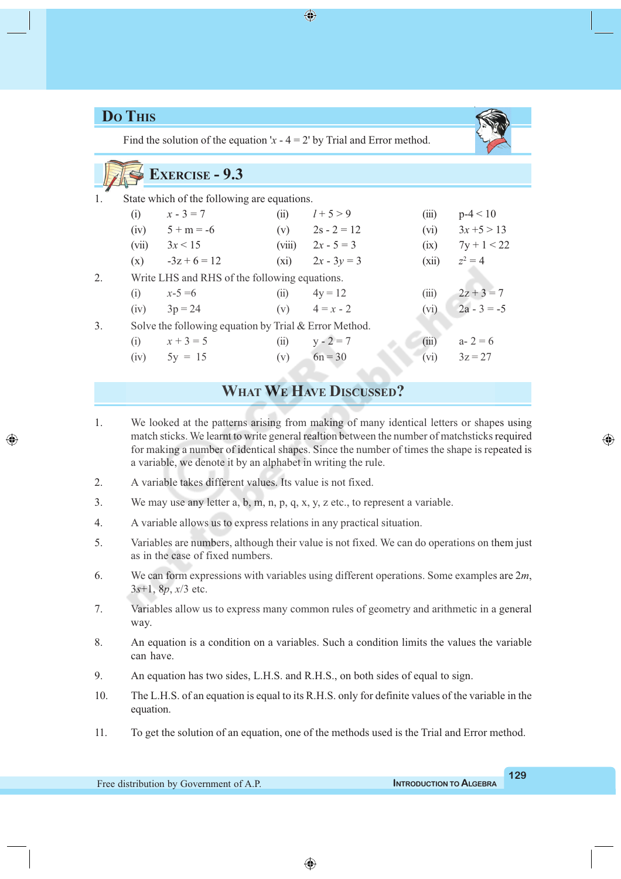## Do This

Find the solution of the equation '$x - 4 = 2$' by Trial and Error method.

## Exercise - 9.3

1. State which of the following are equations.

| | | | | | |
|---|---|---|---|---|---|
| (i) | $x - 3 = 7$ | (ii) | $l + 5 > 9$ | (iii) | $p-4 < 10$ |
| (iv) | $5 + m = -6$ | (v) | $2s - 2 = 12$ | (vi) | $3x + 5 > 13$ |
| (vii) | $3x < 15$ | (viii) | $2x - 5 = 3$ | (ix) | $7y + 1 < 22$ |
| (x) | $-3z + 6 = 12$ | (xi) | $2x - 3y = 3$ | (xii) | $z^2 = 4$ |

2. Write LHS and RHS of the following equations.

| | | | | | |
|---|---|---|---|---|---|
| (i) | $x-5 = 6$ | (ii) | $4y = 12$ | (iii) | $2z + 3 = 7$ |
| (iv) | $3p = 24$ | (v) | $4 = x - 2$ | (vi) | $2a - 3 = -5$ |

3. Solve the following equation by Trial & Error Method.

| | | | | | |
|---|---|---|---|---|---|
| (i) | $x + 3 = 5$ | (ii) | $y - 2 = 7$ | (iii) | $a - 2 = 6$ |
| (iv) | $5y = 15$ | (v) | $6n = 30$ | (vi) | $3z = 27$ |

## What We Have Discussed?

1. We looked at the patterns arising from making of many identical letters or shapes using match sticks. We learnt to write general realtion between the number of matchsticks required for making a number of identical shapes. Since the number of times the shape is repeated is a variable, we denote it by an alphabet in writing the rule.
2. A variable takes different values. Its value is not fixed.
3. We may use any letter a, b, m, n, p, q, x, y, z etc., to represent a variable.
4. A variable allows us to express relations in any practical situation.
5. Variables are numbers, although their value is not fixed. We can do operations on them just as in the case of fixed numbers.
6. We can form expressions with variables using different operations. Some examples are $2m$, $3s+1$, $8p$, $x/3$ etc.
7. Variables allow us to express many common rules of geometry and arithmetic in a general way.
8. An equation is a condition on a variables. Such a condition limits the values the variable can have.
9. An equation has two sides, L.H.S. and R.H.S., on both sides of equal to sign.
10. The L.H.S. of an equation is equal to its R.H.S. only for definite values of the variable in the equation.
11. To get the solution of an equation, one of the methods used is the Trial and Error method.